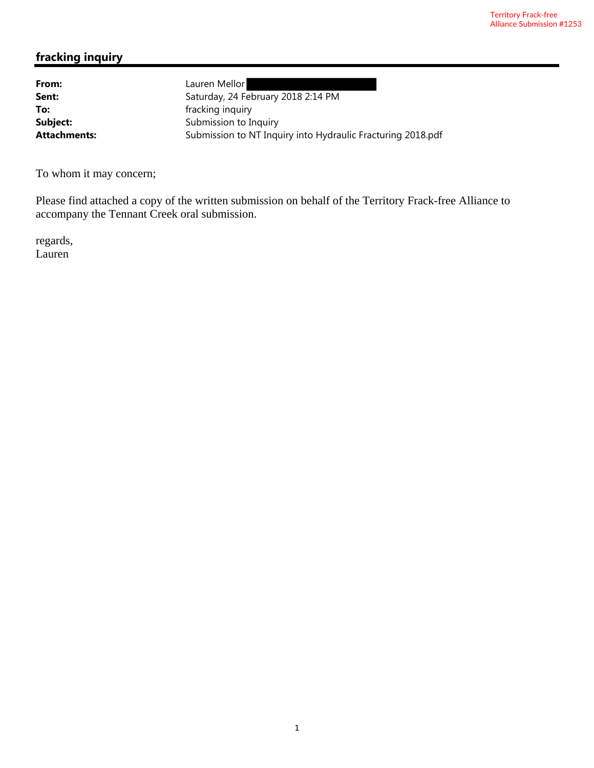Territory Frack-free Alliance Submission #1253

## fracking inquiry

| | |
|---|---|
| **From:** | Lauren Mellor |
| **Sent:** | Saturday, 24 February 2018 2:14 PM |
| **To:** | fracking inquiry |
| **Subject:** | Submission to Inquiry |
| **Attachments:** | Submission to NT Inquiry into Hydraulic Fracturing 2018.pdf |

To whom it may concern;

Please find attached a copy of the written submission on behalf of the Territory Frack-free Alliance to accompany the Tennant Creek oral submission.

regards,
Lauren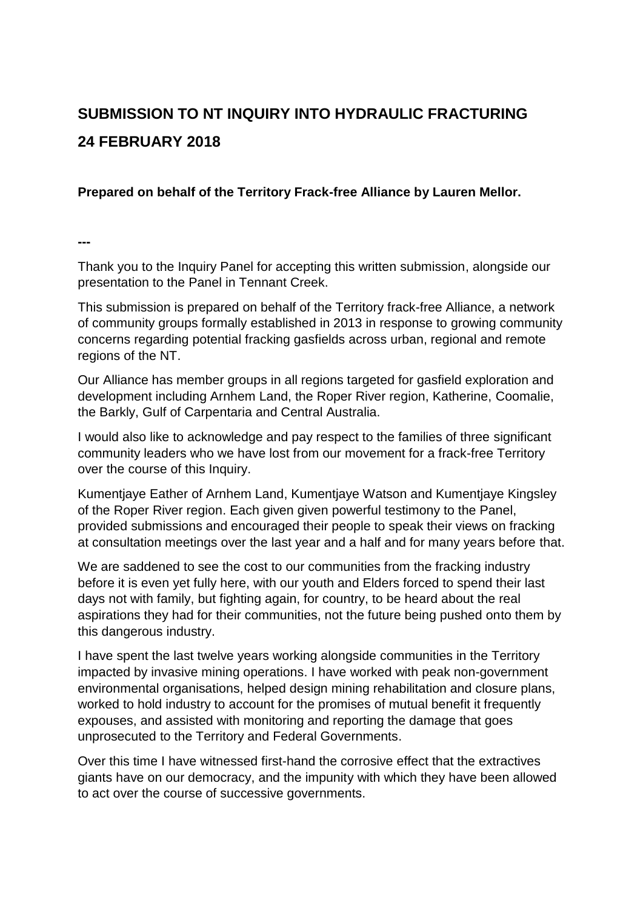# SUBMISSION TO NT INQUIRY INTO HYDRAULIC FRACTURING

# 24 FEBRUARY 2018

**Prepared on behalf of the Territory Frack-free Alliance by Lauren Mellor.**

---

Thank you to the Inquiry Panel for accepting this written submission, alongside our presentation to the Panel in Tennant Creek.

This submission is prepared on behalf of the Territory frack-free Alliance, a network of community groups formally established in 2013 in response to growing community concerns regarding potential fracking gasfields across urban, regional and remote regions of the NT.

Our Alliance has member groups in all regions targeted for gasfield exploration and development including Arnhem Land, the Roper River region, Katherine, Coomalie, the Barkly, Gulf of Carpentaria and Central Australia.

I would also like to acknowledge and pay respect to the families of three significant community leaders who we have lost from our movement for a frack-free Territory over the course of this Inquiry.

Kumentjaye Eather of Arnhem Land, Kumentjaye Watson and Kumentjaye Kingsley of the Roper River region. Each given given powerful testimony to the Panel, provided submissions and encouraged their people to speak their views on fracking at consultation meetings over the last year and a half and for many years before that.

We are saddened to see the cost to our communities from the fracking industry before it is even yet fully here, with our youth and Elders forced to spend their last days not with family, but fighting again, for country, to be heard about the real aspirations they had for their communities, not the future being pushed onto them by this dangerous industry.

I have spent the last twelve years working alongside communities in the Territory impacted by invasive mining operations. I have worked with peak non-government environmental organisations, helped design mining rehabilitation and closure plans, worked to hold industry to account for the promises of mutual benefit it frequently expouses, and assisted with monitoring and reporting the damage that goes unprosecuted to the Territory and Federal Governments.

Over this time I have witnessed first-hand the corrosive effect that the extractives giants have on our democracy, and the impunity with which they have been allowed to act over the course of successive governments.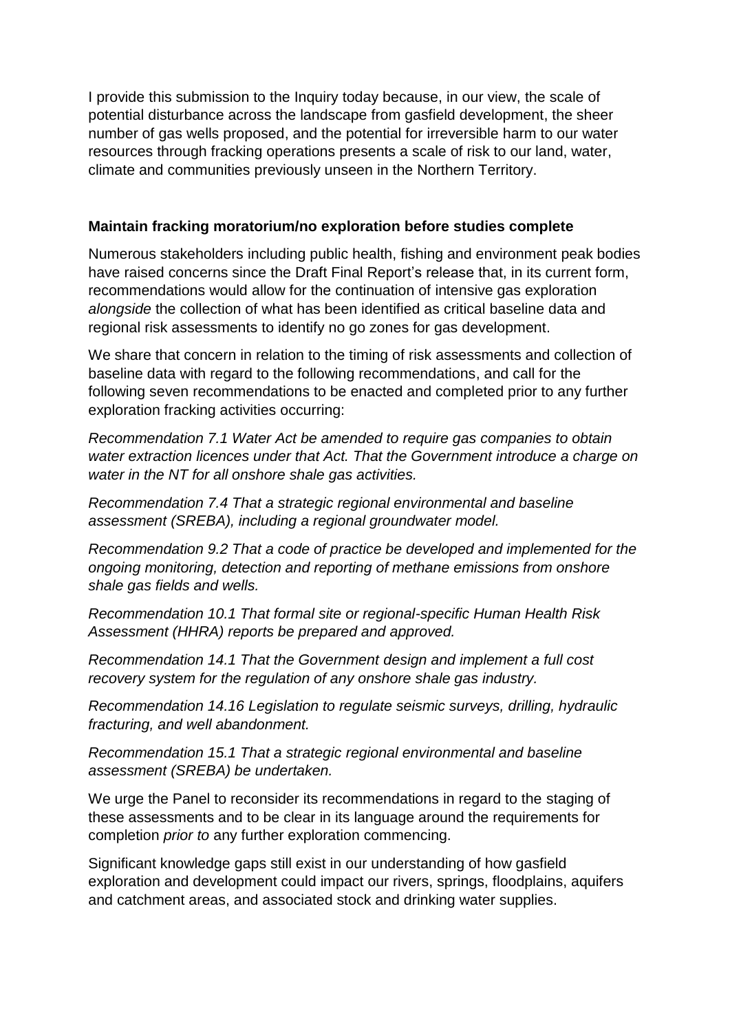I provide this submission to the Inquiry today because, in our view, the scale of potential disturbance across the landscape from gasfield development, the sheer number of gas wells proposed, and the potential for irreversible harm to our water resources through fracking operations presents a scale of risk to our land, water, climate and communities previously unseen in the Northern Territory.

**Maintain fracking moratorium/no exploration before studies complete**

Numerous stakeholders including public health, fishing and environment peak bodies have raised concerns since the Draft Final Report's release that, in its current form, recommendations would allow for the continuation of intensive gas exploration *alongside* the collection of what has been identified as critical baseline data and regional risk assessments to identify no go zones for gas development.

We share that concern in relation to the timing of risk assessments and collection of baseline data with regard to the following recommendations, and call for the following seven recommendations to be enacted and completed prior to any further exploration fracking activities occurring:

*Recommendation 7.1 Water Act be amended to require gas companies to obtain water extraction licences under that Act. That the Government introduce a charge on water in the NT for all onshore shale gas activities.*

*Recommendation 7.4 That a strategic regional environmental and baseline assessment (SREBA), including a regional groundwater model.*

*Recommendation 9.2 That a code of practice be developed and implemented for the ongoing monitoring, detection and reporting of methane emissions from onshore shale gas fields and wells.*

*Recommendation 10.1 That formal site or regional-specific Human Health Risk Assessment (HHRA) reports be prepared and approved.*

*Recommendation 14.1 That the Government design and implement a full cost recovery system for the regulation of any onshore shale gas industry.*

*Recommendation 14.16 Legislation to regulate seismic surveys, drilling, hydraulic fracturing, and well abandonment.*

*Recommendation 15.1 That a strategic regional environmental and baseline assessment (SREBA) be undertaken.*

We urge the Panel to reconsider its recommendations in regard to the staging of these assessments and to be clear in its language around the requirements for completion *prior to* any further exploration commencing.

Significant knowledge gaps still exist in our understanding of how gasfield exploration and development could impact our rivers, springs, floodplains, aquifers and catchment areas, and associated stock and drinking water supplies.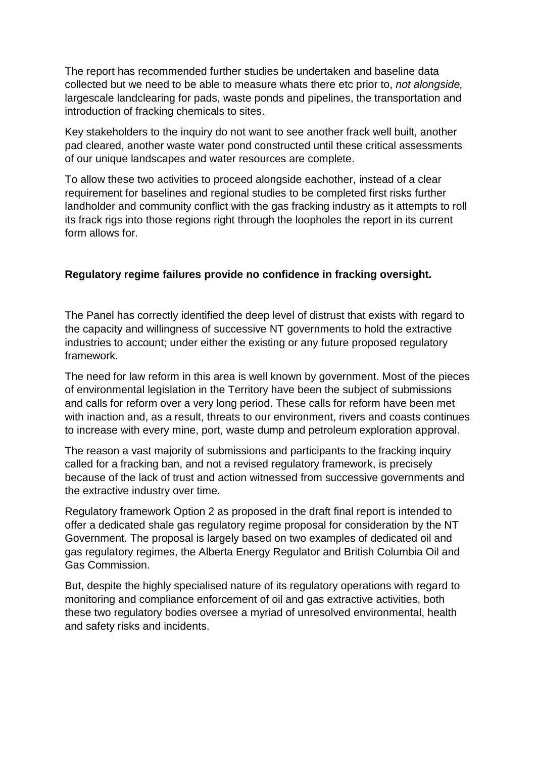The report has recommended further studies be undertaken and baseline data collected but we need to be able to measure whats there etc prior to, *not alongside,* largescale landclearing for pads, waste ponds and pipelines, the transportation and introduction of fracking chemicals to sites.

Key stakeholders to the inquiry do not want to see another frack well built, another pad cleared, another waste water pond constructed until these critical assessments of our unique landscapes and water resources are complete.

To allow these two activities to proceed alongside eachother, instead of a clear requirement for baselines and regional studies to be completed first risks further landholder and community conflict with the gas fracking industry as it attempts to roll its frack rigs into those regions right through the loopholes the report in its current form allows for.

**Regulatory regime failures provide no confidence in fracking oversight.**

The Panel has correctly identified the deep level of distrust that exists with regard to the capacity and willingness of successive NT governments to hold the extractive industries to account; under either the existing or any future proposed regulatory framework.

The need for law reform in this area is well known by government. Most of the pieces of environmental legislation in the Territory have been the subject of submissions and calls for reform over a very long period. These calls for reform have been met with inaction and, as a result, threats to our environment, rivers and coasts continues to increase with every mine, port, waste dump and petroleum exploration approval.

The reason a vast majority of submissions and participants to the fracking inquiry called for a fracking ban, and not a revised regulatory framework, is precisely because of the lack of trust and action witnessed from successive governments and the extractive industry over time.

Regulatory framework Option 2 as proposed in the draft final report is intended to offer a dedicated shale gas regulatory regime proposal for consideration by the NT Government. The proposal is largely based on two examples of dedicated oil and gas regulatory regimes, the Alberta Energy Regulator and British Columbia Oil and Gas Commission.

But, despite the highly specialised nature of its regulatory operations with regard to monitoring and compliance enforcement of oil and gas extractive activities, both these two regulatory bodies oversee a myriad of unresolved environmental, health and safety risks and incidents.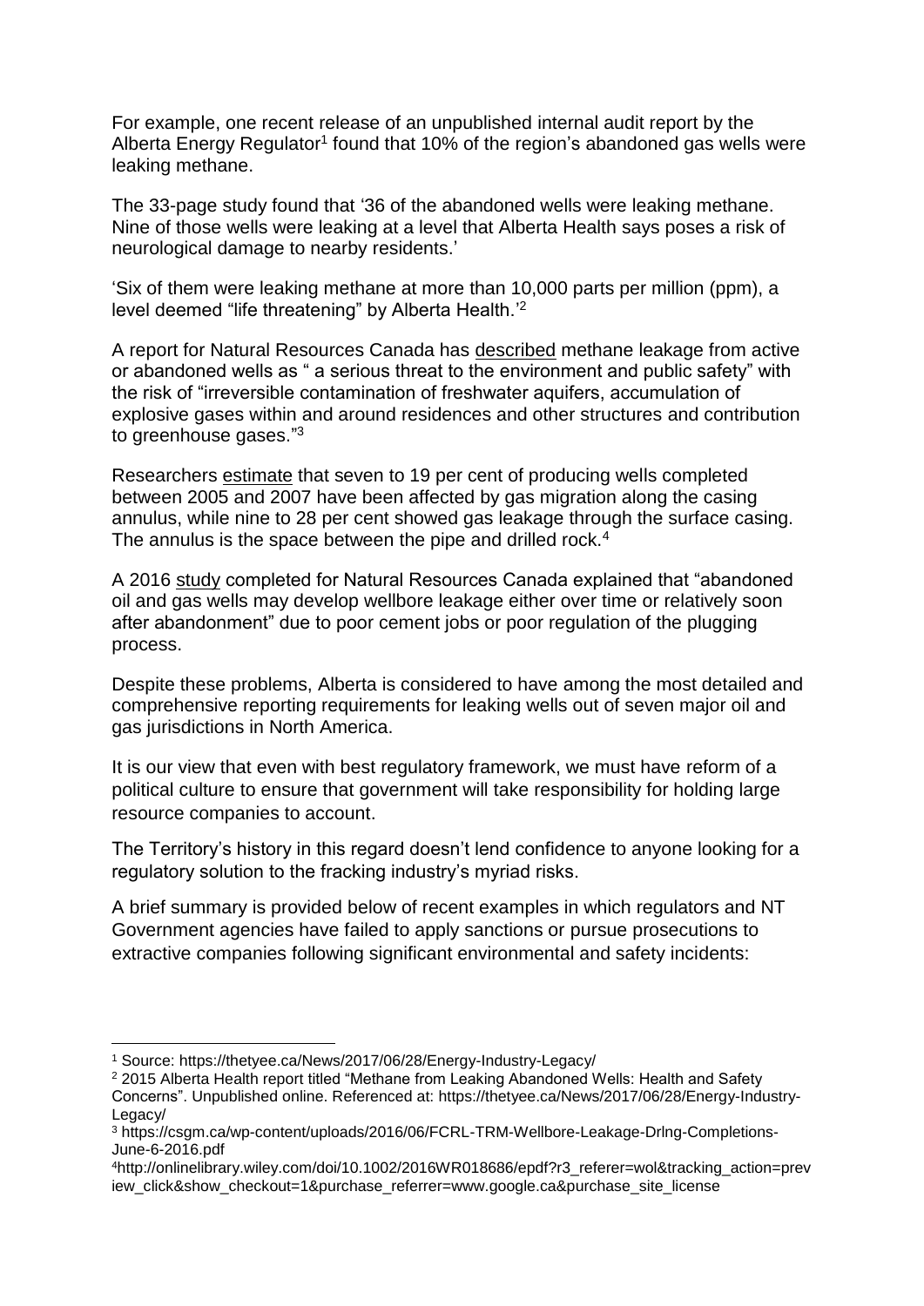For example, one recent release of an unpublished internal audit report by the Alberta Energy Regulator[1] found that 10% of the region's abandoned gas wells were leaking methane.

The 33-page study found that '36 of the abandoned wells were leaking methane. Nine of those wells were leaking at a level that Alberta Health says poses a risk of neurological damage to nearby residents.'

'Six of them were leaking methane at more than 10,000 parts per million (ppm), a level deemed "life threatening" by Alberta Health.'[2]

A report for Natural Resources Canada has described methane leakage from active or abandoned wells as " a serious threat to the environment and public safety" with the risk of "irreversible contamination of freshwater aquifers, accumulation of explosive gases within and around residences and other structures and contribution to greenhouse gases."[3]

Researchers estimate that seven to 19 per cent of producing wells completed between 2005 and 2007 have been affected by gas migration along the casing annulus, while nine to 28 per cent showed gas leakage through the surface casing. The annulus is the space between the pipe and drilled rock.[4]

A 2016 study completed for Natural Resources Canada explained that "abandoned oil and gas wells may develop wellbore leakage either over time or relatively soon after abandonment" due to poor cement jobs or poor regulation of the plugging process.

Despite these problems, Alberta is considered to have among the most detailed and comprehensive reporting requirements for leaking wells out of seven major oil and gas jurisdictions in North America.

It is our view that even with best regulatory framework, we must have reform of a political culture to ensure that government will take responsibility for holding large resource companies to account.

The Territory's history in this regard doesn't lend confidence to anyone looking for a regulatory solution to the fracking industry's myriad risks.

A brief summary is provided below of recent examples in which regulators and NT Government agencies have failed to apply sanctions or pursue prosecutions to extractive companies following significant environmental and safety incidents:

---

[1] Source: https://thetyee.ca/News/2017/06/28/Energy-Industry-Legacy/

[2] 2015 Alberta Health report titled "Methane from Leaking Abandoned Wells: Health and Safety Concerns". Unpublished online. Referenced at: https://thetyee.ca/News/2017/06/28/Energy-Industry-Legacy/

[3] https://csgm.ca/wp-content/uploads/2016/06/FCRL-TRM-Wellbore-Leakage-Drlng-Completions-June-6-2016.pdf

[4] http://onlinelibrary.wiley.com/doi/10.1002/2016WR018686/epdf?r3_referer=wol&tracking_action=preview_click&show_checkout=1&purchase_referrer=www.google.ca&purchase_site_license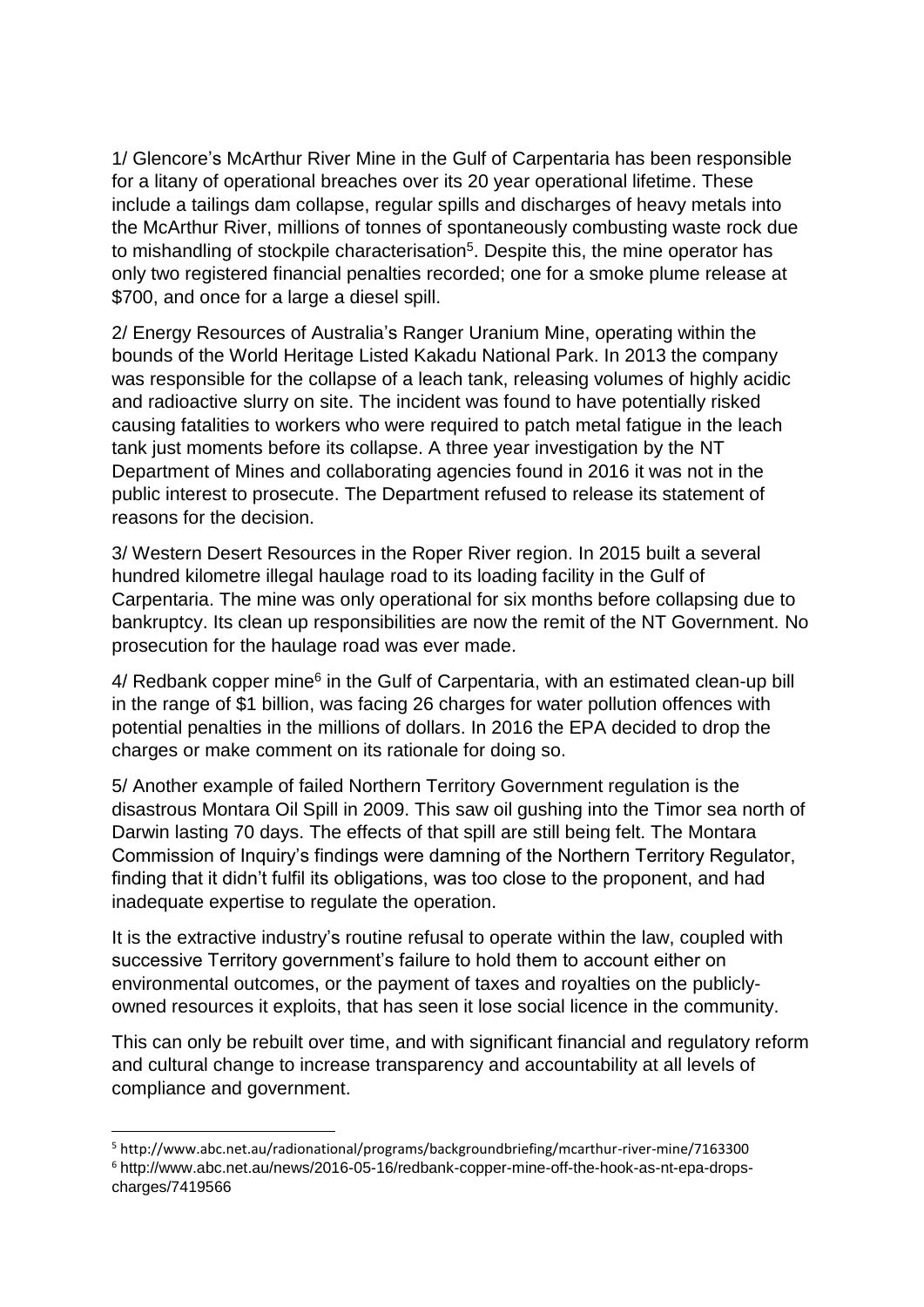1/ Glencore's McArthur River Mine in the Gulf of Carpentaria has been responsible for a litany of operational breaches over its 20 year operational lifetime. These include a tailings dam collapse, regular spills and discharges of heavy metals into the McArthur River, millions of tonnes of spontaneously combusting waste rock due to mishandling of stockpile characterisation[5]. Despite this, the mine operator has only two registered financial penalties recorded; one for a smoke plume release at $700, and once for a large a diesel spill.

2/ Energy Resources of Australia's Ranger Uranium Mine, operating within the bounds of the World Heritage Listed Kakadu National Park. In 2013 the company was responsible for the collapse of a leach tank, releasing volumes of highly acidic and radioactive slurry on site. The incident was found to have potentially risked causing fatalities to workers who were required to patch metal fatigue in the leach tank just moments before its collapse. A three year investigation by the NT Department of Mines and collaborating agencies found in 2016 it was not in the public interest to prosecute. The Department refused to release its statement of reasons for the decision.

3/ Western Desert Resources in the Roper River region. In 2015 built a several hundred kilometre illegal haulage road to its loading facility in the Gulf of Carpentaria. The mine was only operational for six months before collapsing due to bankruptcy. Its clean up responsibilities are now the remit of the NT Government. No prosecution for the haulage road was ever made.

4/ Redbank copper mine[6] in the Gulf of Carpentaria, with an estimated clean-up bill in the range of $1 billion, was facing 26 charges for water pollution offences with potential penalties in the millions of dollars. In 2016 the EPA decided to drop the charges or make comment on its rationale for doing so.

5/ Another example of failed Northern Territory Government regulation is the disastrous Montara Oil Spill in 2009. This saw oil gushing into the Timor sea north of Darwin lasting 70 days. The effects of that spill are still being felt. The Montara Commission of Inquiry's findings were damning of the Northern Territory Regulator, finding that it didn't fulfil its obligations, was too close to the proponent, and had inadequate expertise to regulate the operation.

It is the extractive industry's routine refusal to operate within the law, coupled with successive Territory government's failure to hold them to account either on environmental outcomes, or the payment of taxes and royalties on the publicly-owned resources it exploits, that has seen it lose social licence in the community.

This can only be rebuilt over time, and with significant financial and regulatory reform and cultural change to increase transparency and accountability at all levels of compliance and government.

---

[5] http://www.abc.net.au/radionational/programs/backgroundbriefing/mcarthur-river-mine/7163300

[6] http://www.abc.net.au/news/2016-05-16/redbank-copper-mine-off-the-hook-as-nt-epa-drops-charges/7419566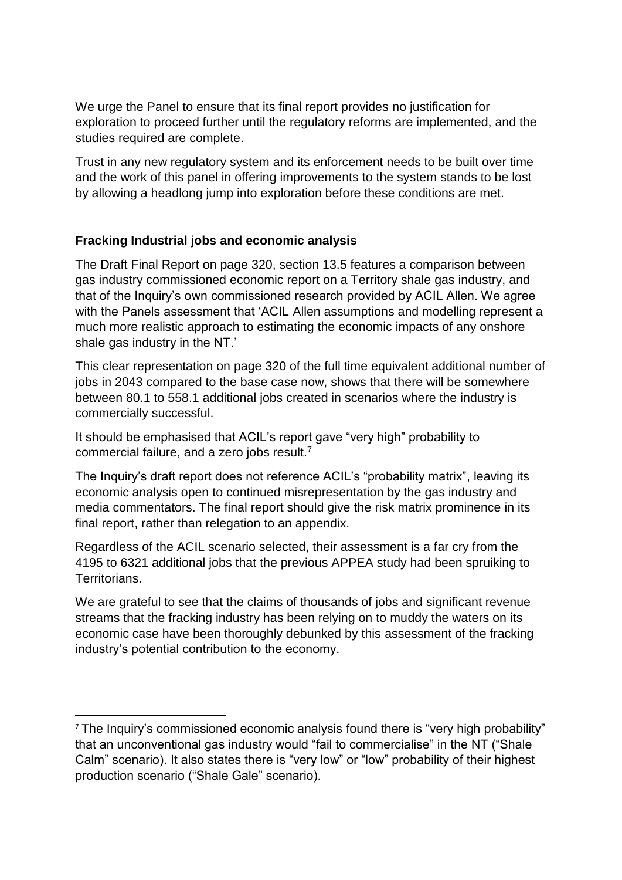We urge the Panel to ensure that its final report provides no justification for exploration to proceed further until the regulatory reforms are implemented, and the studies required are complete.

Trust in any new regulatory system and its enforcement needs to be built over time and the work of this panel in offering improvements to the system stands to be lost by allowing a headlong jump into exploration before these conditions are met.

**Fracking Industrial jobs and economic analysis**

The Draft Final Report on page 320, section 13.5 features a comparison between gas industry commissioned economic report on a Territory shale gas industry, and that of the Inquiry's own commissioned research provided by ACIL Allen. We agree with the Panels assessment that 'ACIL Allen assumptions and modelling represent a much more realistic approach to estimating the economic impacts of any onshore shale gas industry in the NT.'

This clear representation on page 320 of the full time equivalent additional number of jobs in 2043 compared to the base case now, shows that there will be somewhere between 80.1 to 558.1 additional jobs created in scenarios where the industry is commercially successful.

It should be emphasised that ACIL's report gave "very high" probability to commercial failure, and a zero jobs result.[7]

The Inquiry's draft report does not reference ACIL's "probability matrix", leaving its economic analysis open to continued misrepresentation by the gas industry and media commentators. The final report should give the risk matrix prominence in its final report, rather than relegation to an appendix.

Regardless of the ACIL scenario selected, their assessment is a far cry from the 4195 to 6321 additional jobs that the previous APPEA study had been spruiking to Territorians.

We are grateful to see that the claims of thousands of jobs and significant revenue streams that the fracking industry has been relying on to muddy the waters on its economic case have been thoroughly debunked by this assessment of the fracking industry's potential contribution to the economy.

---

[7] The Inquiry's commissioned economic analysis found there is "very high probability" that an unconventional gas industry would "fail to commercialise" in the NT ("Shale Calm" scenario). It also states there is "very low" or "low" probability of their highest production scenario ("Shale Gale" scenario).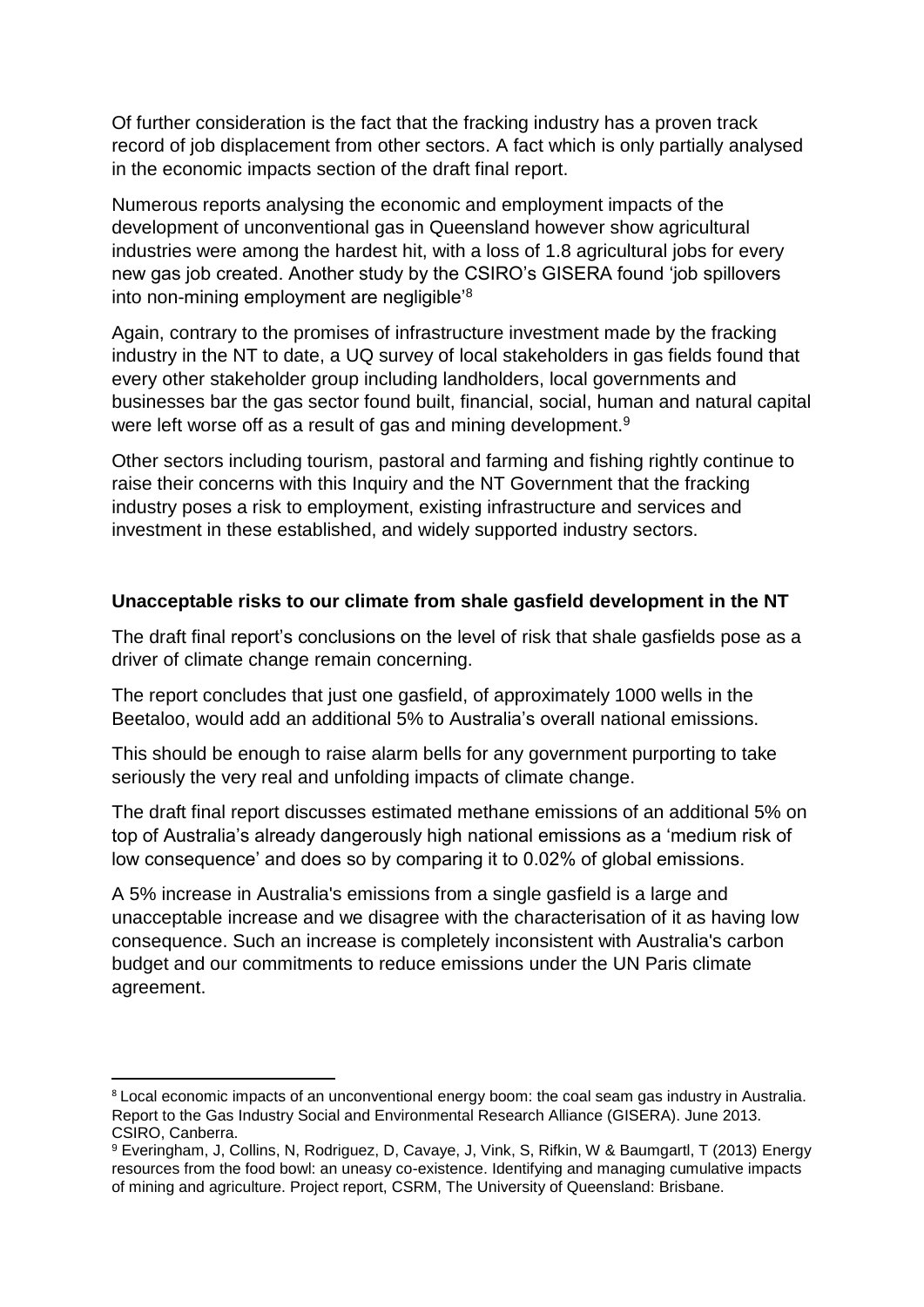Of further consideration is the fact that the fracking industry has a proven track record of job displacement from other sectors. A fact which is only partially analysed in the economic impacts section of the draft final report.

Numerous reports analysing the economic and employment impacts of the development of unconventional gas in Queensland however show agricultural industries were among the hardest hit, with a loss of 1.8 agricultural jobs for every new gas job created. Another study by the CSIRO's GISERA found 'job spillovers into non-mining employment are negligible'[8]

Again, contrary to the promises of infrastructure investment made by the fracking industry in the NT to date, a UQ survey of local stakeholders in gas fields found that every other stakeholder group including landholders, local governments and businesses bar the gas sector found built, financial, social, human and natural capital were left worse off as a result of gas and mining development.[9]

Other sectors including tourism, pastoral and farming and fishing rightly continue to raise their concerns with this Inquiry and the NT Government that the fracking industry poses a risk to employment, existing infrastructure and services and investment in these established, and widely supported industry sectors.

**Unacceptable risks to our climate from shale gasfield development in the NT**

The draft final report's conclusions on the level of risk that shale gasfields pose as a driver of climate change remain concerning.

The report concludes that just one gasfield, of approximately 1000 wells in the Beetaloo, would add an additional 5% to Australia's overall national emissions.

This should be enough to raise alarm bells for any government purporting to take seriously the very real and unfolding impacts of climate change.

The draft final report discusses estimated methane emissions of an additional 5% on top of Australia's already dangerously high national emissions as a 'medium risk of low consequence' and does so by comparing it to 0.02% of global emissions.

A 5% increase in Australia's emissions from a single gasfield is a large and unacceptable increase and we disagree with the characterisation of it as having low consequence. Such an increase is completely inconsistent with Australia's carbon budget and our commitments to reduce emissions under the UN Paris climate agreement.

---

[8] Local economic impacts of an unconventional energy boom: the coal seam gas industry in Australia. Report to the Gas Industry Social and Environmental Research Alliance (GISERA). June 2013. CSIRO, Canberra.

[9] Everingham, J, Collins, N, Rodriguez, D, Cavaye, J, Vink, S, Rifkin, W & Baumgartl, T (2013) Energy resources from the food bowl: an uneasy co-existence. Identifying and managing cumulative impacts of mining and agriculture. Project report, CSRM, The University of Queensland: Brisbane.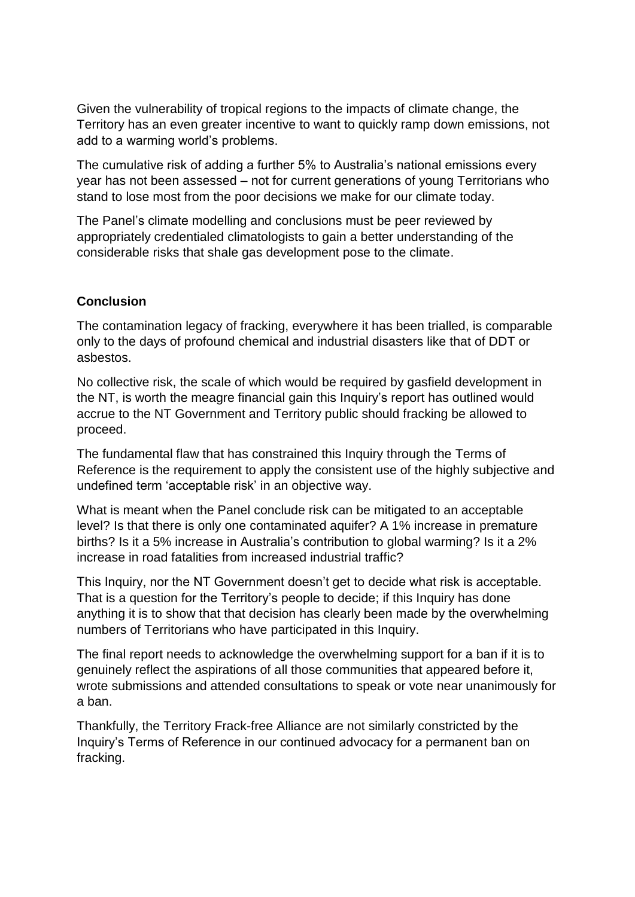Given the vulnerability of tropical regions to the impacts of climate change, the Territory has an even greater incentive to want to quickly ramp down emissions, not add to a warming world's problems.

The cumulative risk of adding a further 5% to Australia's national emissions every year has not been assessed – not for current generations of young Territorians who stand to lose most from the poor decisions we make for our climate today.

The Panel's climate modelling and conclusions must be peer reviewed by appropriately credentialed climatologists to gain a better understanding of the considerable risks that shale gas development pose to the climate.

**Conclusion**

The contamination legacy of fracking, everywhere it has been trialled, is comparable only to the days of profound chemical and industrial disasters like that of DDT or asbestos.

No collective risk, the scale of which would be required by gasfield development in the NT, is worth the meagre financial gain this Inquiry's report has outlined would accrue to the NT Government and Territory public should fracking be allowed to proceed.

The fundamental flaw that has constrained this Inquiry through the Terms of Reference is the requirement to apply the consistent use of the highly subjective and undefined term 'acceptable risk' in an objective way.

What is meant when the Panel conclude risk can be mitigated to an acceptable level? Is that there is only one contaminated aquifer? A 1% increase in premature births? Is it a 5% increase in Australia's contribution to global warming? Is it a 2% increase in road fatalities from increased industrial traffic?

This Inquiry, nor the NT Government doesn't get to decide what risk is acceptable. That is a question for the Territory's people to decide; if this Inquiry has done anything it is to show that that decision has clearly been made by the overwhelming numbers of Territorians who have participated in this Inquiry.

The final report needs to acknowledge the overwhelming support for a ban if it is to genuinely reflect the aspirations of all those communities that appeared before it, wrote submissions and attended consultations to speak or vote near unanimously for a ban.

Thankfully, the Territory Frack-free Alliance are not similarly constricted by the Inquiry's Terms of Reference in our continued advocacy for a permanent ban on fracking.